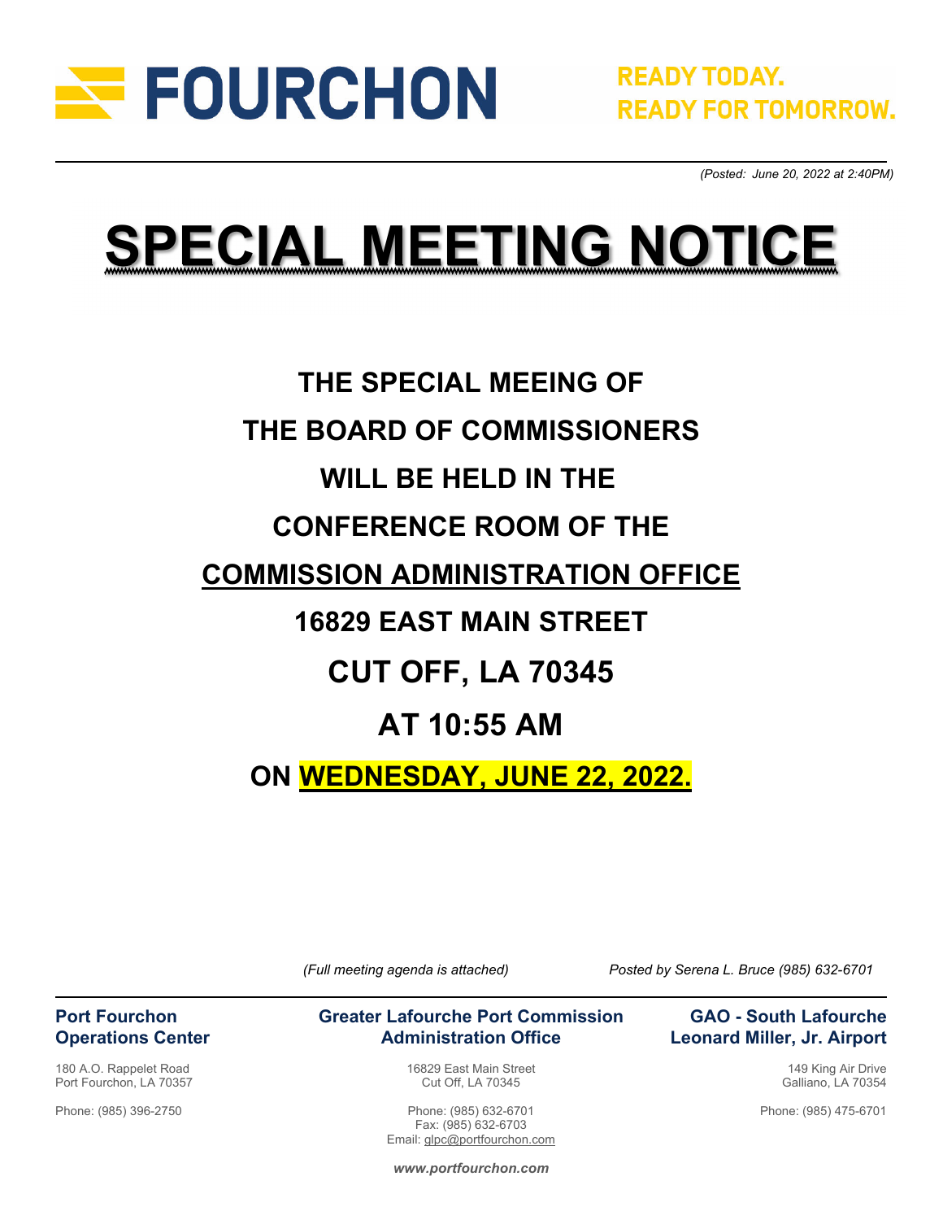FOURCHON

READY TODAY.
READY FOR TOMORROW.

*(Posted: June 20, 2022 at 2:40PM)*

# SPECIAL MEETING NOTICE

**THE SPECIAL MEEING OF**

**THE BOARD OF COMMISSIONERS**

**WILL BE HELD IN THE**

**CONFERENCE ROOM OF THE**

**COMMISSION ADMINISTRATION OFFICE**

**16829 EAST MAIN STREET**

**CUT OFF, LA 70345**

**AT 10:55 AM**

**ON WEDNESDAY, JUNE 22, 2022.**

*(Full meeting agenda is attached)*

*Posted by Serena L. Bruce (985) 632-6701*

**Port Fourchon Operations Center**

180 A.O. Rappelet Road
Port Fourchon, LA 70357

Phone: (985) 396-2750

**Greater Lafourche Port Commission Administration Office**

16829 East Main Street
Cut Off, LA 70345

Phone: (985) 632-6701
Fax: (985) 632-6703
Email: glpc@portfourchon.com

**GAO - South Lafourche Leonard Miller, Jr. Airport**

149 King Air Drive
Galliano, LA 70354

Phone: (985) 475-6701

***www.portfourchon.com***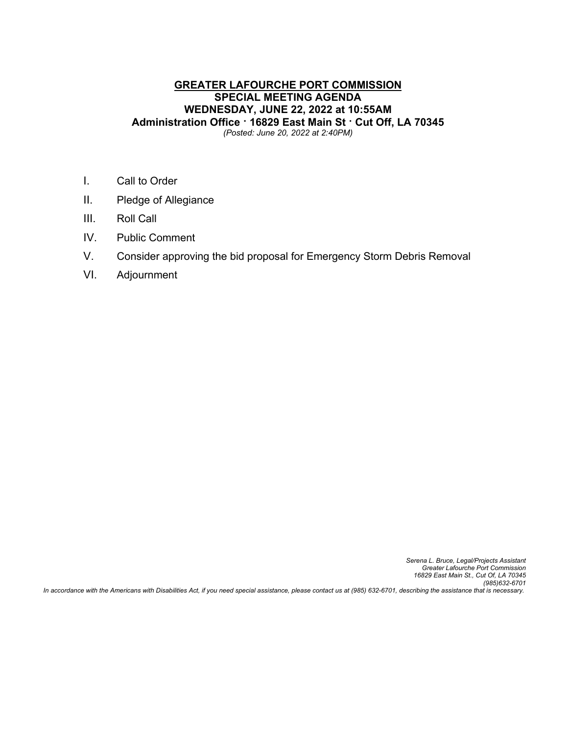**GREATER LAFOURCHE PORT COMMISSION**
**SPECIAL MEETING AGENDA**
**WEDNESDAY, JUNE 22, 2022 at 10:55AM**
**Administration Office · 16829 East Main St · Cut Off, LA 70345**
*(Posted: June 20, 2022 at 2:40PM)*

I. Call to Order

II. Pledge of Allegiance

III. Roll Call

IV. Public Comment

V. Consider approving the bid proposal for Emergency Storm Debris Removal

VI. Adjournment

*Serena L. Bruce, Legal/Projects Assistant*
*Greater Lafourche Port Commission*
*16829 East Main St., Cut Of, LA 70345*
*(985)632-6701*

*In accordance with the Americans with Disabilities Act, if you need special assistance, please contact us at (985) 632-6701, describing the assistance that is necessary.*